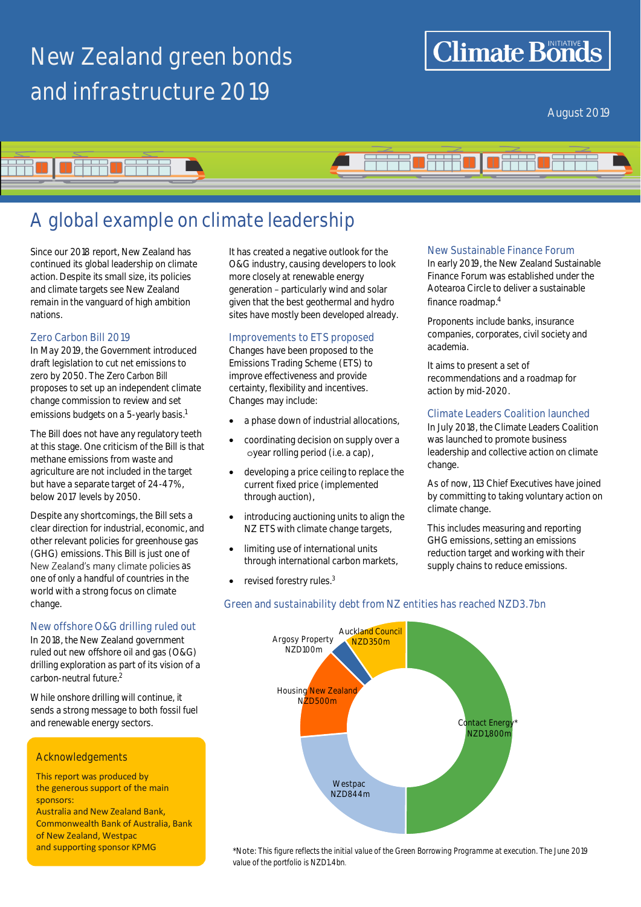# New Zealand green bonds and infrastructure 2019

Climate Bonds Initiative

August 2019

## A global example on climate leadership

Since our 2018 report, New Zealand has continued its global leadership on climate action. Despite its small size, its policies and climate targets see New Zealand remain in the vanguard of high ambition nations.

### Zero Carbon Bill 2019

In May 2019, the Government introduced draft legislation to cut net emissions to zero by 2050. The Zero Carbon Bill proposes to set up an independent climate change commission to review and set emissions budgets on a 5-yearly basis.[1]

The Bill does not have any regulatory teeth at this stage. One criticism of the Bill is that methane emissions from waste and agriculture are not included in the target but have a separate target of 24-47%, below 2017 levels by 2050.

Despite any shortcomings, the Bill sets a clear direction for industrial, economic, and other relevant policies for greenhouse gas (GHG) emissions. This Bill is just one of New Zealand's many climate policies as one of only a handful of countries in the world with a strong focus on climate change.

### New offshore O&G drilling ruled out

In 2018, the New Zealand government ruled out new offshore oil and gas (O&G) drilling exploration as part of its vision of a carbon-neutral future.[2]

While onshore drilling will continue, it sends a strong message to both fossil fuel and renewable energy sectors.

It has created a negative outlook for the O&G industry, causing developers to look more closely at renewable energy generation – particularly wind and solar given that the best geothermal and hydro sites have mostly been developed already.

### Improvements to ETS proposed

Changes have been proposed to the Emissions Trading Scheme (ETS) to improve effectiveness and provide certainty, flexibility and incentives. Changes may include:

- a phase down of industrial allocations,
- coordinating decision on supply over a ○year rolling period (i.e. a cap),
- developing a price ceiling to replace the current fixed price (implemented through auction),
- introducing auctioning units to align the NZ ETS with climate change targets,
- limiting use of international units through international carbon markets,
- revised forestry rules.[3]

### New Sustainable Finance Forum

In early 2019, the New Zealand Sustainable Finance Forum was established under the Aotearoa Circle to deliver a sustainable finance roadmap.[4]

Proponents include banks, insurance companies, corporates, civil society and academia.

It aims to present a set of recommendations and a roadmap for action by mid-2020.

### Climate Leaders Coalition launched

In July 2018, the Climate Leaders Coalition was launched to promote business leadership and collective action on climate change.

As of now, 113 Chief Executives have joined by committing to taking voluntary action on climate change.

This includes measuring and reporting GHG emissions, setting an emissions reduction target and working with their supply chains to reduce emissions.

### Green and sustainability debt from NZ entities has reached NZD3.7bn

| Issuer | Amount |
|---|---|
| Contact Energy* | NZD1,800m |
| Westpac | NZD844m |
| Housing New Zealand | NZD500m |
| Auckland Council | NZD350m |
| Argosy Property | NZD100m |

*Note: This figure reflects the initial value of the Green Borrowing Programme at execution. The June 2019 value of the portfolio is NZD1.4bn.

### Acknowledgements

This report was produced by the generous support of the main sponsors:
Australia and New Zealand Bank, Commonwealth Bank of Australia, Bank of New Zealand, Westpac
and supporting sponsor KPMG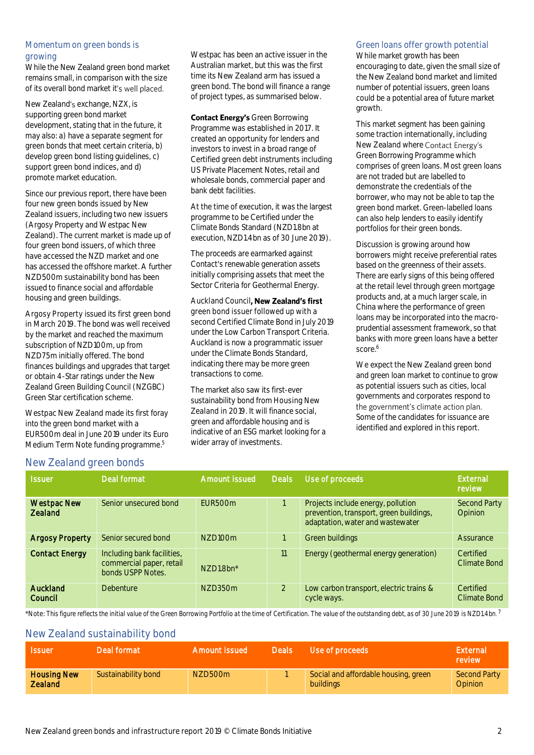## Momentum on green bonds is growing

While the New Zealand green bond market remains small, in comparison with the size of its overall bond market it's well placed.

New Zealand's exchange, NZX, is supporting green bond market development, stating that in the future, it may also: a) have a separate segment for green bonds that meet certain criteria, b) develop green bond listing guidelines, c) support green bond indices, and d) promote market education.

Since our previous report, there have been four new green bonds issued by New Zealand issuers, including two new issuers (Argosy Property and Westpac New Zealand). The current market is made up of four green bond issuers, of which three have accessed the NZD market and one has accessed the offshore market. A further NZD500m sustainability bond has been issued to finance social and affordable housing and green buildings.

Argosy Property issued its first green bond in March 2019. The bond was well received by the market and reached the maximum subscription of NZD100m, up from NZD75m initially offered. The bond finances buildings and upgrades that target or obtain 4-Star ratings under the New Zealand Green Building Council (NZGBC) Green Star certification scheme.

Westpac New Zealand made its first foray into the green bond market with a EUR500m deal in June 2019 under its Euro Medium Term Note funding programme.[5]

Westpac has been an active issuer in the Australian market, but this was the first time its New Zealand arm has issued a green bond. The bond will finance a range of project types, as summarised below.

**Contact Energy's** Green Borrowing Programme was established in 2017. It created an opportunity for lenders and investors to invest in a broad range of Certified green debt instruments including US Private Placement Notes, retail and wholesale bonds, commercial paper and bank debt facilities.

At the time of execution, it was the largest programme to be Certified under the Climate Bonds Standard (NZD1.8bn at execution, NZD1.4bn as of 30 June 2019).

The proceeds are earmarked against Contact's renewable generation assets initially comprising assets that meet the Sector Criteria for Geothermal Energy.

Auckland Council**, New Zealand's first** green bond issuer followed up with a second Certified Climate Bond in July 2019 under the Low Carbon Transport Criteria. Auckland is now a programmatic issuer under the Climate Bonds Standard, indicating there may be more green transactions to come.

The market also saw its first-ever sustainability bond from Housing New Zealand in 2019. It will finance social, green and affordable housing and is indicative of an ESG market looking for a wider array of investments.

## Green loans offer growth potential

While market growth has been encouraging to date, given the small size of the New Zealand bond market and limited number of potential issuers, green loans could be a potential area of future market growth.

This market segment has been gaining some traction internationally, including New Zealand where Contact Energy's Green Borrowing Programme which comprises of green loans. Most green loans are not traded but are labelled to demonstrate the credentials of the borrower, who may not be able to tap the green bond market. Green-labelled loans can also help lenders to easily identify portfolios for their green bonds.

Discussion is growing around how borrowers might receive preferential rates based on the greenness of their assets. There are early signs of this being offered at the retail level through green mortgage products and, at a much larger scale, in China where the performance of green loans may be incorporated into the macro-prudential assessment framework, so that banks with more green loans have a better score.[6]

We expect the New Zealand green bond and green loan market to continue to grow as potential issuers such as cities, local governments and corporates respond to the government's climate action plan. Some of the candidates for issuance are identified and explored in this report.

## New Zealand green bonds

| Issuer | Deal format | Amount issued | Deals | Use of proceeds | External review |
|---|---|---|---|---|---|
| **Westpac New Zealand** | Senior unsecured bond | EUR500m | 1 | Projects include energy, pollution prevention, transport, green buildings, adaptation, water and wastewater | Second Party Opinion |
| **Argosy Property** | Senior secured bond | NZD100m | 1 | Green buildings | Assurance |
| **Contact Energy** | Including bank facilities, commercial paper, retail bonds USPP Notes. | NZD1.8bn* | 11 | Energy (geothermal energy generation) | Certified Climate Bond |
| **Auckland Council** | Debenture | NZD350m | 2 | Low carbon transport, electric trains & cycle ways. | Certified Climate Bond |

*Note: This figure reflects the initial value of the Green Borrowing Portfolio at the time of Certification. The value of the outstanding debt, as of 30 June 2019 is NZD1.4bn.[7]

## New Zealand sustainability bond

| Issuer | Deal format | Amount issued | Deals | Use of proceeds | External review |
|---|---|---|---|---|---|
| **Housing New Zealand** | Sustainability bond | NZD500m | 1 | Social and affordable housing, green buildings | Second Party Opinion |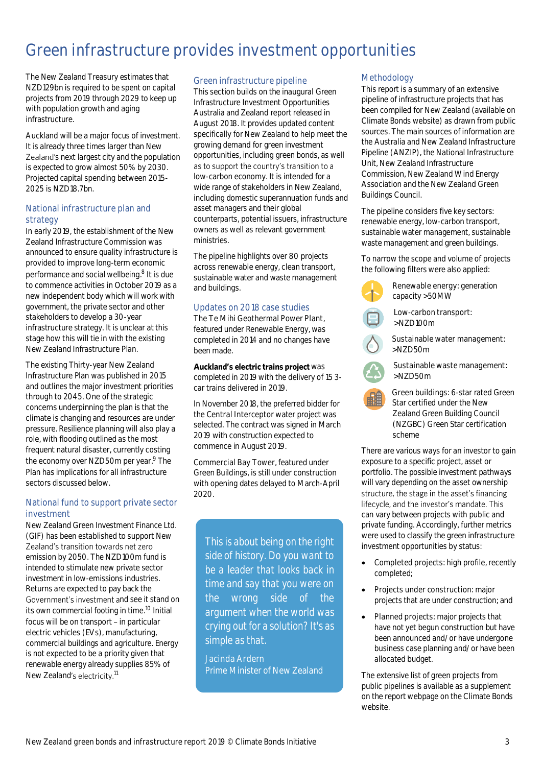# Green infrastructure provides investment opportunities

The New Zealand Treasury estimates that NZD129bn is required to be spent on capital projects from 2019 through 2029 to keep up with population growth and aging infrastructure.

Auckland will be a major focus of investment. It is already three times larger than New Zealand's next largest city and the population is expected to grow almost 50% by 2030. Projected capital spending between 2015-2025 is NZD18.7bn.

## National infrastructure plan and strategy

In early 2019, the establishment of the New Zealand Infrastructure Commission was announced to ensure quality infrastructure is provided to improve long-term economic performance and social wellbeing.[8] It is due to commence activities in October 2019 as a new independent body which will work with government, the private sector and other stakeholders to develop a 30-year infrastructure strategy. It is unclear at this stage how this will tie in with the existing New Zealand Infrastructure Plan.

The existing Thirty-year New Zealand Infrastructure Plan was published in 2015 and outlines the major investment priorities through to 2045. One of the strategic concerns underpinning the plan is that the climate is changing and resources are under pressure. Resilience planning will also play a role, with flooding outlined as the most frequent natural disaster, currently costing the economy over NZD50m per year.[9] The Plan has implications for all infrastructure sectors discussed below.

## National fund to support private sector investment

New Zealand Green Investment Finance Ltd. (GIF) has been established to support New Zealand's transition towards net zero emission by 2050. The NZD100m fund is intended to stimulate new private sector investment in low-emissions industries. Returns are expected to pay back the Government's investment and see it stand on its own commercial footing in time.[10] Initial focus will be on transport – in particular electric vehicles (EVs), manufacturing, commercial buildings and agriculture. Energy is not expected to be a priority given that renewable energy already supplies 85% of New Zealand's electricity.[11]

## Green infrastructure pipeline

This section builds on the inaugural Green Infrastructure Investment Opportunities Australia and Zealand report released in August 2018. It provides updated content specifically for New Zealand to help meet the growing demand for green investment opportunities, including green bonds, as well as to support the country's transition to a low-carbon economy. It is intended for a wide range of stakeholders in New Zealand, including domestic superannuation funds and asset managers and their global counterparts, potential issuers, infrastructure owners as well as relevant government ministries.

The pipeline highlights over 80 projects across renewable energy, clean transport, sustainable water and waste management and buildings.

## Updates on 2018 case studies

The Te Mihi Geothermal Power Plant, featured under Renewable Energy, was completed in 2014 and no changes have been made.

**Auckland's electric trains project** was completed in 2019 with the delivery of 15 3-car trains delivered in 2019.

In November 2018, the preferred bidder for the Central Interceptor water project was selected. The contract was signed in March 2019 with construction expected to commence in August 2019.

Commercial Bay Tower, featured under Green Buildings, is still under construction with opening dates delayed to March-April 2020.

> This is about being on the right side of history. Do you want to be a leader that looks back in time and say that you were on the wrong side of the argument when the world was crying out for a solution? It's as simple as that.
>
> Jacinda Ardern
> Prime Minister of New Zealand

## Methodology

This report is a summary of an extensive pipeline of infrastructure projects that has been compiled for New Zealand (available on Climate Bonds website) as drawn from public sources. The main sources of information are the Australia and New Zealand Infrastructure Pipeline (ANZIP), the National Infrastructure Unit, New Zealand Infrastructure Commission, New Zealand Wind Energy Association and the New Zealand Green Buildings Council.

The pipeline considers five key sectors: renewable energy, low-carbon transport, sustainable water management, sustainable waste management and green buildings.

To narrow the scope and volume of projects the following filters were also applied:

- Renewable energy: generation capacity >50MW
- Low-carbon transport: >NZD100m
- Sustainable water management: >NZD50m
- Sustainable waste management: >NZD50m
- Green buildings: 6-star rated Green Star certified under the New Zealand Green Building Council (NZGBC) Green Star certification scheme

There are various ways for an investor to gain exposure to a specific project, asset or portfolio. The possible investment pathways will vary depending on the asset ownership structure, the stage in the asset's financing lifecycle, and the investor's mandate. This can vary between projects with public and private funding. Accordingly, further metrics were used to classify the green infrastructure investment opportunities by status:

- Completed projects: high profile, recently completed;
- Projects under construction: major projects that are under construction; and
- Planned projects: major projects that have not yet begun construction but have been announced and/or have undergone business case planning and/or have been allocated budget.

The extensive list of green projects from public pipelines is available as a supplement on the report webpage on the Climate Bonds website.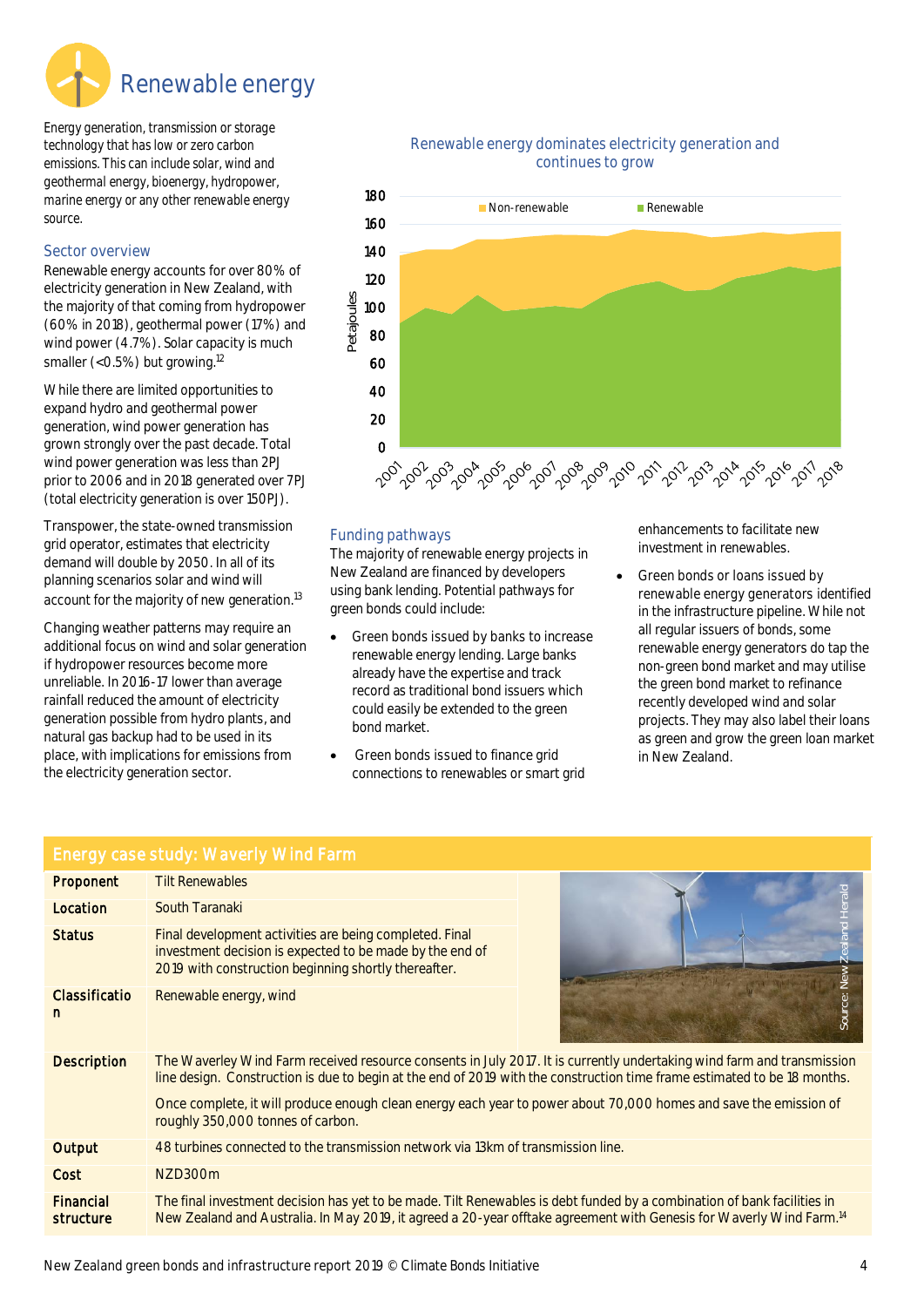# Renewable energy

Energy generation, transmission or storage technology that has low or zero carbon emissions. This can include solar, wind and geothermal energy, bioenergy, hydropower, marine energy or any other renewable energy source.

## Sector overview

Renewable energy accounts for over 80% of electricity generation in New Zealand, with the majority of that coming from hydropower (60% in 2018), geothermal power (17%) and wind power (4.7%). Solar capacity is much smaller (<0.5%) but growing.[12]

While there are limited opportunities to expand hydro and geothermal power generation, wind power generation has grown strongly over the past decade. Total wind power generation was less than 2PJ prior to 2006 and in 2018 generated over 7PJ (total electricity generation is over 150PJ).

Transpower, the state-owned transmission grid operator, estimates that electricity demand will double by 2050. In all of its planning scenarios solar and wind will account for the majority of new generation.[13]

Changing weather patterns may require an additional focus on wind and solar generation if hydropower resources become more unreliable. In 2016-17 lower than average rainfall reduced the amount of electricity generation possible from hydro plants, and natural gas backup had to be used in its place, with implications for emissions from the electricity generation sector.

**Renewable energy dominates electricity generation and continues to grow**

(Chart: Petajoules, 2001–2018; Non-renewable and Renewable)

## Funding pathways

The majority of renewable energy projects in New Zealand are financed by developers using bank lending. Potential pathways for green bonds could include:

- Green bonds issued by banks to increase renewable energy lending. Large banks already have the expertise and track record as traditional bond issuers which could easily be extended to the green bond market.
- Green bonds issued to finance grid connections to renewables or smart grid enhancements to facilitate new investment in renewables.
- Green bonds or loans issued by renewable energy generators identified in the infrastructure pipeline. While not all regular issuers of bonds, some renewable energy generators do tap the non-green bond market and may utilise the green bond market to refinance recently developed wind and solar projects. They may also label their loans as green and grow the green loan market in New Zealand.

## Energy case study: Waverly Wind Farm

| | |
|---|---|
| **Proponent** | Tilt Renewables |
| **Location** | South Taranaki |
| **Status** | Final development activities are being completed. Final investment decision is expected to be made by the end of 2019 with construction beginning shortly thereafter. |
| **Classification** | Renewable energy, wind |
| **Description** | The Waverley Wind Farm received resource consents in July 2017. It is currently undertaking wind farm and transmission line design. Construction is due to begin at the end of 2019 with the construction time frame estimated to be 18 months. Once complete, it will produce enough clean energy each year to power about 70,000 homes and save the emission of roughly 350,000 tonnes of carbon. |
| **Output** | 48 turbines connected to the transmission network via 13km of transmission line. |
| **Cost** | NZD300m |
| **Financial structure** | The final investment decision has yet to be made. Tilt Renewables is debt funded by a combination of bank facilities in New Zealand and Australia. In May 2019, it agreed a 20-year offtake agreement with Genesis for Waverly Wind Farm.[14] |

Source: New Zealand Herald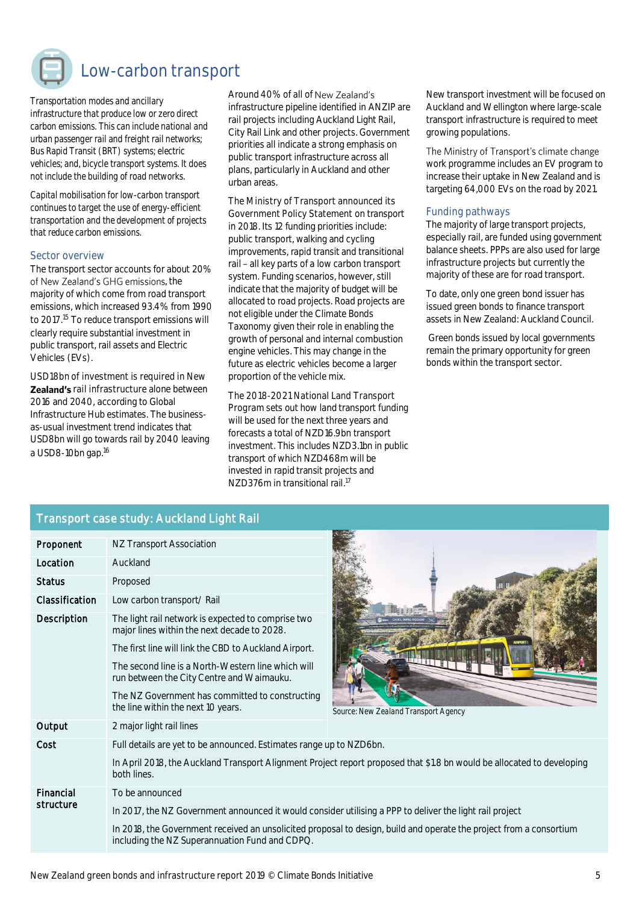# Low-carbon transport

Transportation modes and ancillary infrastructure that produce low or zero direct carbon emissions. This can include national and urban passenger rail and freight rail networks; Bus Rapid Transit (BRT) systems; electric vehicles; and, bicycle transport systems. It does not include the building of road networks.

Capital mobilisation for low-carbon transport continues to target the use of energy-efficient transportation and the development of projects that reduce carbon emissions.

## Sector overview

The transport sector accounts for about 20% of New Zealand's GHG emissions, the majority of which come from road transport emissions, which increased 93.4% from 1990 to 2017.[15] To reduce transport emissions will clearly require substantial investment in public transport, rail assets and Electric Vehicles (EVs).

USD18bn of investment is required in New Zealand's rail infrastructure alone between 2016 and 2040, according to Global Infrastructure Hub estimates. The business-as-usual investment trend indicates that USD8bn will go towards rail by 2040 leaving a USD8-10bn gap.[16]

Around 40% of all of New Zealand's infrastructure pipeline identified in ANZIP are rail projects including Auckland Light Rail, City Rail Link and other projects. Government priorities all indicate a strong emphasis on public transport infrastructure across all plans, particularly in Auckland and other urban areas.

The Ministry of Transport announced its Government Policy Statement on transport in 2018. Its 12 funding priorities include: public transport, walking and cycling improvements, rapid transit and transitional rail – all key parts of a low carbon transport system. Funding scenarios, however, still indicate that the majority of budget will be allocated to road projects. Road projects are not eligible under the Climate Bonds Taxonomy given their role in enabling the growth of personal and internal combustion engine vehicles. This may change in the future as electric vehicles become a larger proportion of the vehicle mix.

The 2018-2021 National Land Transport Program sets out how land transport funding will be used for the next three years and forecasts a total of NZD16.9bn transport investment. This includes NZD3.1bn in public transport of which NZD468m will be invested in rapid transit projects and NZD376m in transitional rail.[17]

New transport investment will be focused on Auckland and Wellington where large-scale transport infrastructure is required to meet growing populations.

The Ministry of Transport's climate change work programme includes an EV program to increase their uptake in New Zealand and is targeting 64,000 EVs on the road by 2021.

## Funding pathways

The majority of large transport projects, especially rail, are funded using government balance sheets. PPPs are also used for large infrastructure projects but currently the majority of these are for road transport.

To date, only one green bond issuer has issued green bonds to finance transport assets in New Zealand: Auckland Council.

Green bonds issued by local governments remain the primary opportunity for green bonds within the transport sector.

## Transport case study: Auckland Light Rail

| | |
|---|---|
| **Proponent** | NZ Transport Association |
| **Location** | Auckland |
| **Status** | Proposed |
| **Classification** | Low carbon transport/ Rail |
| **Description** | The light rail network is expected to comprise two major lines within the next decade to 2028.<br>The first line will link the CBD to Auckland Airport.<br>The second line is a North-Western line which will run between the City Centre and Waimauku.<br>The NZ Government has committed to constructing the line within the next 10 years. |
| **Output** | 2 major light rail lines |
| **Cost** | Full details are yet to be announced. Estimates range up to NZD6bn.<br>In April 2018, the Auckland Transport Alignment Project report proposed that $1.8 bn would be allocated to developing both lines. |
| **Financial structure** | To be announced<br>In 2017, the NZ Government announced it would consider utilising a PPP to deliver the light rail project<br>In 2018, the Government received an unsolicited proposal to design, build and operate the project from a consortium including the NZ Superannuation Fund and CDPQ. |

Source: New Zealand Transport Agency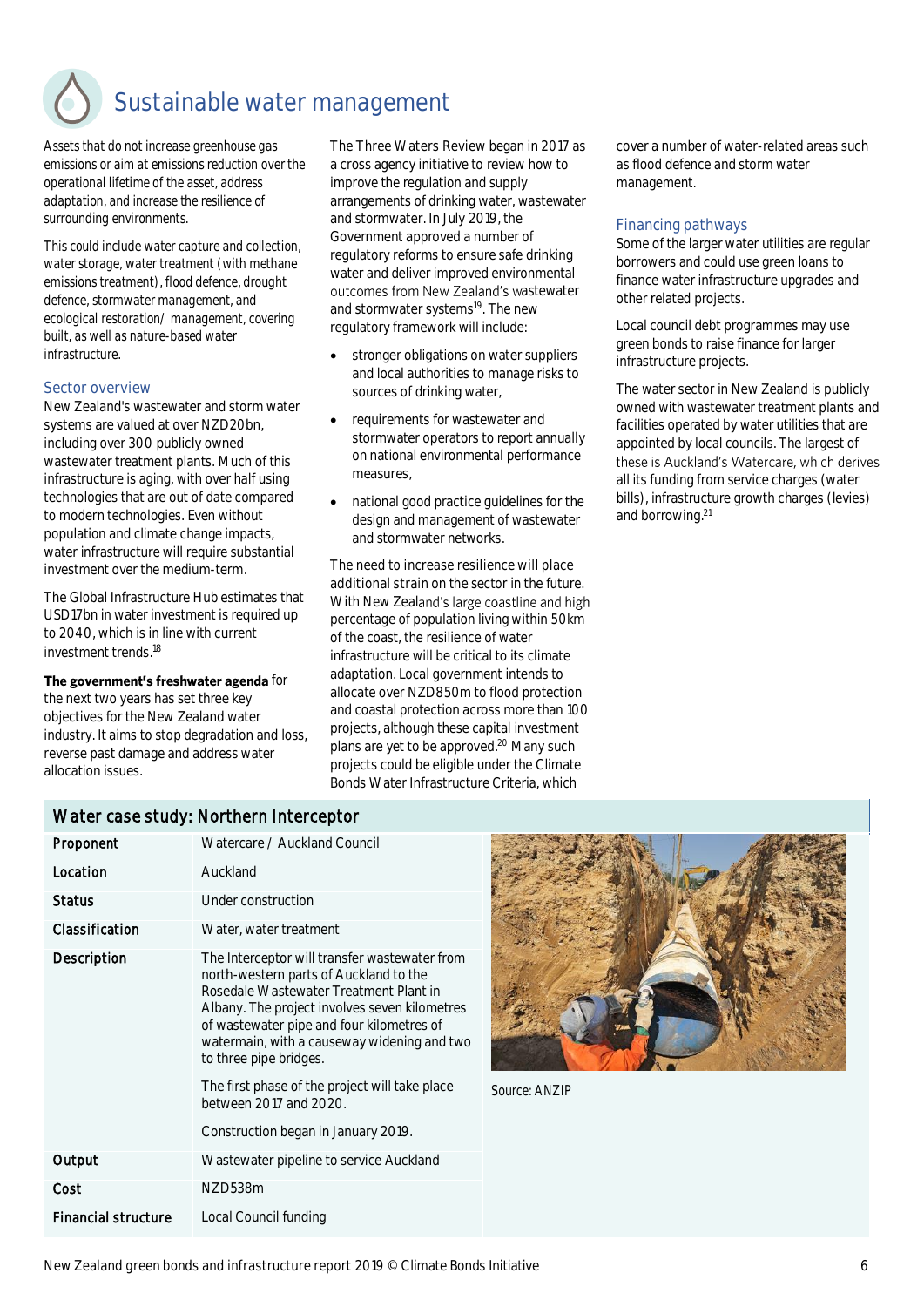# Sustainable water management

Assets that do not increase greenhouse gas emissions or aim at emissions reduction over the operational lifetime of the asset, address adaptation, and increase the resilience of surrounding environments.

This could include water capture and collection, water storage, water treatment (with methane emissions treatment), flood defence, drought defence, stormwater management, and ecological restoration/ management, covering built, as well as nature-based water infrastructure.

## Sector overview

New Zealand's wastewater and storm water systems are valued at over NZD20bn, including over 300 publicly owned wastewater treatment plants. Much of this infrastructure is aging, with over half using technologies that are out of date compared to modern technologies. Even without population and climate change impacts, water infrastructure will require substantial investment over the medium-term.

The Global Infrastructure Hub estimates that USD17bn in water investment is required up to 2040, which is in line with current investment trends.[18]

**The government's freshwater agenda** for the next two years has set three key objectives for the New Zealand water industry. It aims to stop degradation and loss, reverse past damage and address water allocation issues.

The Three Waters Review began in 2017 as a cross agency initiative to review how to improve the regulation and supply arrangements of drinking water, wastewater and stormwater. In July 2019, the Government approved a number of regulatory reforms to ensure safe drinking water and deliver improved environmental outcomes from New Zealand's wastewater and stormwater systems[19]. The new regulatory framework will include:

- stronger obligations on water suppliers and local authorities to manage risks to sources of drinking water,
- requirements for wastewater and stormwater operators to report annually on national environmental performance measures,
- national good practice guidelines for the design and management of wastewater and stormwater networks.

The need to increase resilience will place additional strain on the sector in the future. With New Zealand's large coastline and high percentage of population living within 50km of the coast, the resilience of water infrastructure will be critical to its climate adaptation. Local government intends to allocate over NZD850m to flood protection and coastal protection across more than 100 projects, although these capital investment plans are yet to be approved.[20] Many such projects could be eligible under the Climate Bonds Water Infrastructure Criteria, which cover a number of water-related areas such as flood defence and storm water management.

## Financing pathways

Some of the larger water utilities are regular borrowers and could use green loans to finance water infrastructure upgrades and other related projects.

Local council debt programmes may use green bonds to raise finance for larger infrastructure projects.

The water sector in New Zealand is publicly owned with wastewater treatment plants and facilities operated by water utilities that are appointed by local councils. The largest of these is Auckland's Watercare, which derives all its funding from service charges (water bills), infrastructure growth charges (levies) and borrowing.[21]

## Water case study: Northern Interceptor

| | |
|---|---|
| Proponent | Watercare / Auckland Council |
| Location | Auckland |
| Status | Under construction |
| Classification | Water, water treatment |
| Description | The Interceptor will transfer wastewater from north-western parts of Auckland to the Rosedale Wastewater Treatment Plant in Albany. The project involves seven kilometres of wastewater pipe and four kilometres of watermain, with a causeway widening and two to three pipe bridges.<br><br>The first phase of the project will take place between 2017 and 2020.<br><br>Construction began in January 2019. |
| Output | Wastewater pipeline to service Auckland |
| Cost | NZD538m |
| Financial structure | Local Council funding |

Source: ANZIP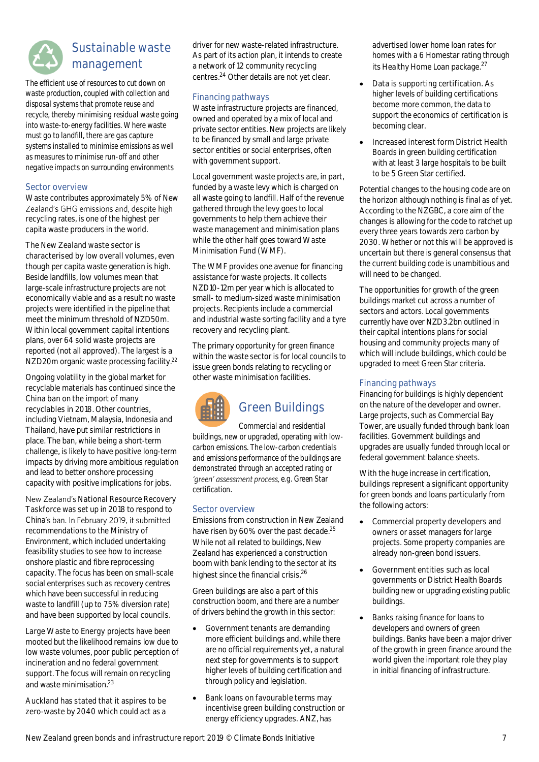## Sustainable waste management

*The efficient use of resources to cut down on waste production, coupled with collection and disposal systems that promote reuse and recycle, thereby minimising residual waste going into waste-to-energy facilities. Where waste must go to landfill, there are gas capture systems installed to minimise emissions as well as measures to minimise run-off and other negative impacts on surrounding environments*

### Sector overview

Waste contributes approximately 5% of New Zealand's GHG emissions and, despite high recycling rates, is one of the highest per capita waste producers in the world.

The New Zealand waste sector is characterised by low overall volumes, even though per capita waste generation is high. Beside landfills, low volumes mean that large-scale infrastructure projects are not economically viable and as a result no waste projects were identified in the pipeline that meet the minimum threshold of NZD50m. Within local government capital intentions plans, over 64 solid waste projects are reported (not all approved). The largest is a NZD20m organic waste processing facility.[22]

Ongoing volatility in the global market for recyclable materials has continued since the China ban on the import of many recyclables in 2018. Other countries, including Vietnam, Malaysia, Indonesia and Thailand, have put similar restrictions in place. The ban, while being a short-term challenge, is likely to have positive long-term impacts by driving more ambitious regulation and lead to better onshore processing capacity with positive implications for jobs.

New Zealand's National Resource Recovery Taskforce was set up in 2018 to respond to China's ban. In February 2019, it submitted recommendations to the Ministry of Environment, which included undertaking feasibility studies to see how to increase onshore plastic and fibre reprocessing capacity. The focus has been on small-scale social enterprises such as recovery centres which have been successful in reducing waste to landfill (up to 75% diversion rate) and have been supported by local councils.

Large Waste to Energy projects have been mooted but the likelihood remains low due to low waste volumes, poor public perception of incineration and no federal government support. The focus will remain on recycling and waste minimisation.[23]

Auckland has stated that it aspires to be zero-waste by 2040 which could act as a driver for new waste-related infrastructure. As part of its action plan, it intends to create a network of 12 community recycling centres.[24] Other details are not yet clear.

### Financing pathways

Waste infrastructure projects are financed, owned and operated by a mix of local and private sector entities. New projects are likely to be financed by small and large private sector entities or social enterprises, often with government support.

Local government waste projects are, in part, funded by a waste levy which is charged on all waste going to landfill. Half of the revenue gathered through the levy goes to local governments to help them achieve their waste management and minimisation plans while the other half goes toward Waste Minimisation Fund (WMF).

The WMF provides one avenue for financing assistance for waste projects. It collects NZD10-12m per year which is allocated to small- to medium-sized waste minimisation projects. Recipients include a commercial and industrial waste sorting facility and a tyre recovery and recycling plant.

The primary opportunity for green finance within the waste sector is for local councils to issue green bonds relating to recycling or other waste minimisation facilities.

## Green Buildings

*Commercial and residential buildings, new or upgraded, operating with low-carbon emissions. The low-carbon credentials and emissions performance of the buildings are demonstrated through an accepted rating or 'green' assessment process, e.g. Green Star certification.*

### Sector overview

Emissions from construction in New Zealand have risen by 60% over the past decade.[25] While not all related to buildings, New Zealand has experienced a construction boom with bank lending to the sector at its highest since the financial crisis.[26]

Green buildings are also a part of this construction boom, and there are a number of drivers behind the growth in this sector:

- Government tenants are demanding more efficient buildings and, while there are no official requirements yet, a natural next step for governments is to support higher levels of building certification and through policy and legislation.
- Bank loans on favourable terms may incentivise green building construction or energy efficiency upgrades. ANZ, has advertised lower home loan rates for homes with a 6 Homestar rating through its Healthy Home Loan package.[27]
- Data is supporting certification. As higher levels of building certifications become more common, the data to support the economics of certification is becoming clear.
- Increased interest form District Health Boards in green building certification with at least 3 large hospitals to be built to be 5 Green Star certified.

Potential changes to the housing code are on the horizon although nothing is final as of yet. According to the NZGBC, a core aim of the changes is allowing for the code to ratchet up every three years towards zero carbon by 2030. Whether or not this will be approved is uncertain but there is general consensus that the current building code is unambitious and will need to be changed.

The opportunities for growth of the green buildings market cut across a number of sectors and actors. Local governments currently have over NZD3.2bn outlined in their capital intentions plans for social housing and community projects many of which will include buildings, which could be upgraded to meet Green Star criteria.

### Financing pathways

Financing for buildings is highly dependent on the nature of the developer and owner. Large projects, such as Commercial Bay Tower, are usually funded through bank loan facilities. Government buildings and upgrades are usually funded through local or federal government balance sheets.

With the huge increase in certification, buildings represent a significant opportunity for green bonds and loans particularly from the following actors:

- Commercial property developers and owners or asset managers for large projects. Some property companies are already non-green bond issuers.
- Government entities such as local governments or District Health Boards building new or upgrading existing public buildings.
- Banks raising finance for loans to developers and owners of green buildings. Banks have been a major driver of the growth in green finance around the world given the important role they play in initial financing of infrastructure.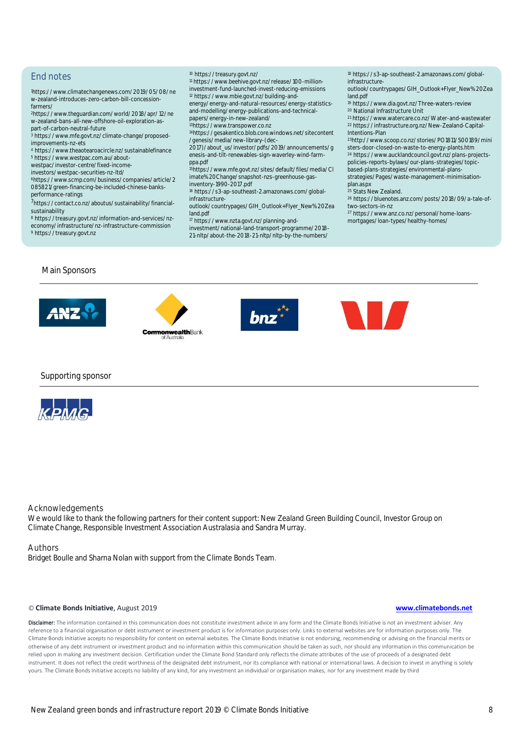## End notes

[1]https://www.climatechangenews.com/2019/05/08/new-zealand-introduces-zero-carbon-bill-concession-farmers/
[2]https://www.theguardian.com/world/2018/apr/12/new-zealand-bans-all-new-offshore-oil-exploration-as-part-of-carbon-neutral-future
[3] https://www.mfe.govt.nz/climate-change/proposed-improvements-nz-ets
[4] https://www.theaotearoacircle.nz/sustainablefinance
[5] https://www.westpac.com.au/about-westpac/investor-centre/fixed-income-investors/westpac-securities-nz-ltd/
[6]https://www.scmp.com/business/companies/article/2085821/green-financing-be-included-chinese-banks-performance-ratings
[7]https://contact.co.nz/aboutus/sustainability/financial-sustainability
[8] https://treasury.govt.nz/information-and-services/nz-economy/infrastructure/nz-infrastructure-commission
[9] https://treasury.govt.nz
[10] https://treasury.govt.nz/
[11] https://www.beehive.govt.nz/release/100-million-investment-fund-launched-invest-reducing-emissions
[12] https://www.mbie.govt.nz/building-and-energy/energy-and-natural-resources/energy-statistics-and-modelling/energy-publications-and-technical-papers/energy-in-new-zealand/
[13]https://www.transpower.co.nz
[14]https://gesakentico.blob.core.windows.net/sitecontent/genesis/media/new-library-(dec-2017)/about_us/investor/pdfs/2019/announcements/genesis-and-tilt-renewables-sign-waverley-wind-farm-ppa.pdf
[15]https://www.mfe.govt.nz/sites/default/files/media/Climate%20Change/snapshot-nzs-greenhouse-gas-inventory-1990-2017.pdf
[16] https://s3-ap-southeast-2.amazonaws.com/global-infrastructure-outlook/countrypages/GIH_Outlook+Flyer_New%20Zealand.pdf
[17] https://www.nzta.govt.nz/planning-and-investment/national-land-transport-programme/2018-21-nltp/about-the-2018-21-nltp/nltp-by-the-numbers/
[18] https://s3-ap-southeast-2.amazonaws.com/global-infrastructure-outlook/countrypages/GIH_Outlook+Flyer_New%20Zealand.pdf
[19] https://www.dia.govt.nz/Three-waters-review
[20] National Infrastructure Unit
[21] https://www.watercare.co.nz/Water-and-wastewater
[22] https://infrastructure.org.nz/New-Zealand-Capital-Intentions-Plan
[23]http://www.scoop.co.nz/stories/PO1811/S00189/ministers-door-closed-on-waste-to-energy-plants.htm
[24] https://www.aucklandcouncil.govt.nz/plans-projects-policies-reports-bylaws/our-plans-strategies/topic-based-plans-strategies/environmental-plans-strategies/Pages/waste-management-minimisation-plan.aspx
[25] Stats New Zealand.
[26] https://bluenotes.anz.com/posts/2018/09/a-tale-of-two-sectors-in-nz
[27] https://www.anz.co.nz/personal/home-loans-mortgages/loan-types/healthy-homes/

### Main Sponsors

ANZ

CommonwealthBank of Australia

bnz

### Supporting sponsor

KPMG

### Acknowledgements

We would like to thank the following partners for their content support: New Zealand Green Building Council, Investor Group on Climate Change, Responsible Investment Association Australasia and Sandra Murray.

### Authors

Bridget Boulle and Sharna Nolan with support from the Climate Bonds Team.

© **Climate Bonds Initiative**, August 2019

**www.climatebonds.net**

Disclaimer: The information contained in this communication does not constitute investment advice in any form and the Climate Bonds Initiative is not an investment adviser. Any reference to a financial organisation or debt instrument or investment product is for information purposes only. Links to external websites are for information purposes only. The Climate Bonds Initiative accepts no responsibility for content on external websites. The Climate Bonds Initiative is not endorsing, recommending or advising on the financial merits or otherwise of any debt instrument or investment product and no information within this communication should be taken as such, nor should any information in this communication be relied upon in making any investment decision. Certification under the Climate Bond Standard only reflects the climate attributes of the use of proceeds of a designated debt instrument. It does not reflect the credit worthiness of the designated debt instrument, nor its compliance with national or international laws. A decision to invest in anything is solely yours. The Climate Bonds Initiative accepts no liability of any kind, for any investment an individual or organisation makes, nor for any investment made by third